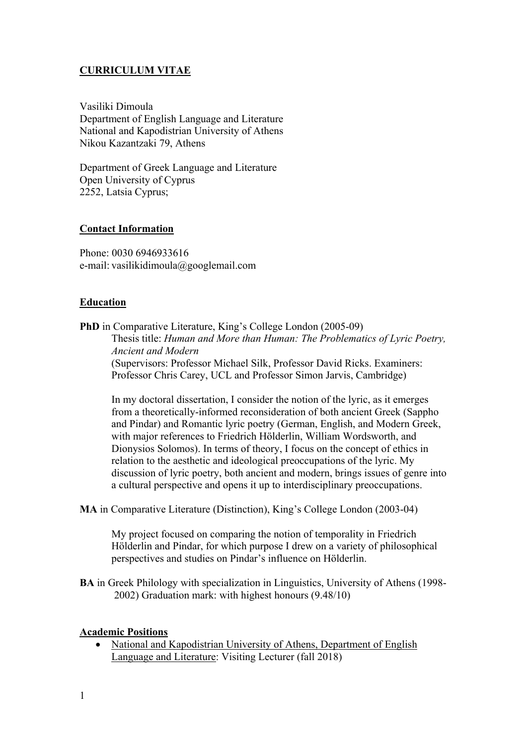**CURRICULUM VITAE**

Vasiliki Dimoula
Department of English Language and Literature
National and Kapodistrian University of Athens
Nikou Kazantzaki 79, Athens

Department of Greek Language and Literature
Open University of Cyprus
2252, Latsia Cyprus;

**Contact Information**

Phone: 0030 6946933616
e-mail: vasilikidimoula@googlemail.com

**Education**

**PhD** in Comparative Literature, King's College London (2005-09)
Thesis title: *Human and More than Human: The Problematics of Lyric Poetry, Ancient and Modern*
(Supervisors: Professor Michael Silk, Professor David Ricks. Examiners: Professor Chris Carey, UCL and Professor Simon Jarvis, Cambridge)

In my doctoral dissertation, I consider the notion of the lyric, as it emerges from a theoretically-informed reconsideration of both ancient Greek (Sappho and Pindar) and Romantic lyric poetry (German, English, and Modern Greek, with major references to Friedrich Hölderlin, William Wordsworth, and Dionysios Solomos). In terms of theory, I focus on the concept of ethics in relation to the aesthetic and ideological preoccupations of the lyric. My discussion of lyric poetry, both ancient and modern, brings issues of genre into a cultural perspective and opens it up to interdisciplinary preoccupations.

**MA** in Comparative Literature (Distinction), King's College London (2003-04)

My project focused on comparing the notion of temporality in Friedrich Hölderlin and Pindar, for which purpose I drew on a variety of philosophical perspectives and studies on Pindar's influence on Hölderlin.

**BA** in Greek Philology with specialization in Linguistics, University of Athens (1998-2002) Graduation mark: with highest honours (9.48/10)

**Academic Positions**

- National and Kapodistrian University of Athens, Department of English Language and Literature: Visiting Lecturer (fall 2018)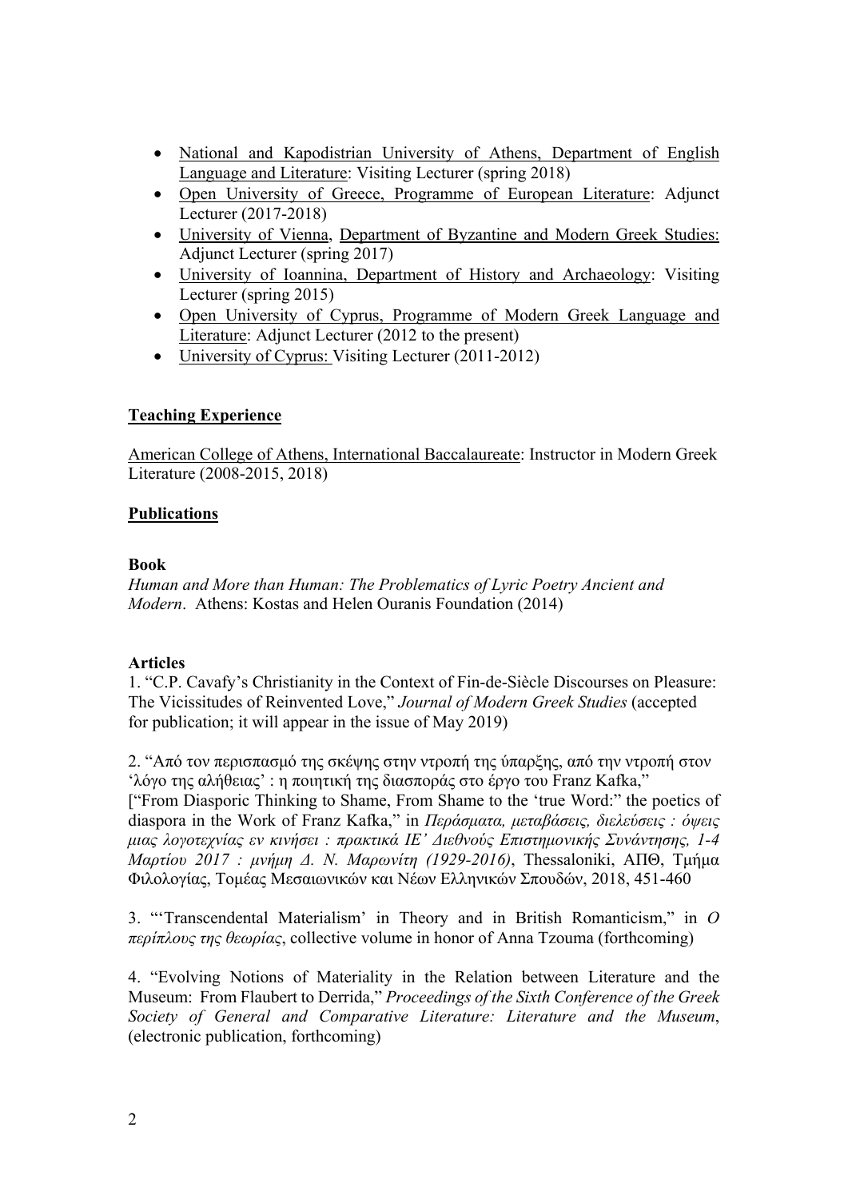- National and Kapodistrian University of Athens, Department of English Language and Literature: Visiting Lecturer (spring 2018)
- Open University of Greece, Programme of European Literature: Adjunct Lecturer (2017-2018)
- University of Vienna, Department of Byzantine and Modern Greek Studies: Adjunct Lecturer (spring 2017)
- University of Ioannina, Department of History and Archaeology: Visiting Lecturer (spring 2015)
- Open University of Cyprus, Programme of Modern Greek Language and Literature: Adjunct Lecturer (2012 to the present)
- University of Cyprus: Visiting Lecturer (2011-2012)

## Teaching Experience

American College of Athens, International Baccalaureate: Instructor in Modern Greek Literature (2008-2015, 2018)

## Publications

### Book

*Human and More than Human: The Problematics of Lyric Poetry Ancient and Modern*. Athens: Kostas and Helen Ouranis Foundation (2014)

### Articles

1. "C.P. Cavafy's Christianity in the Context of Fin-de-Siècle Discourses on Pleasure: The Vicissitudes of Reinvented Love," *Journal of Modern Greek Studies* (accepted for publication; it will appear in the issue of May 2019)

2. "Από τον περισπασμό της σκέψης στην ντροπή της ύπαρξης, από την ντροπή στον 'λόγο της αλήθειας' : η ποιητική της διασποράς στο έργο του Franz Kafka," ["From Diasporic Thinking to Shame, From Shame to the 'true Word:" the poetics of diaspora in the Work of Franz Kafka," in *Περάσματα, μεταβάσεις, διελεύσεις : όψεις μιας λογοτεχνίας εν κινήσει : πρακτικά ΙΕ' Διεθνούς Επιστημονικής Συνάντησης, 1-4 Μαρτίου 2017 : μνήμη Δ. Ν. Μαρωνίτη (1929-2016)*, Thessaloniki, ΑΠΘ, Τμήμα Φιλολογίας, Τομέας Μεσαιωνικών και Νέων Ελληνικών Σπουδών, 2018, 451-460

3. "'Transcendental Materialism' in Theory and in British Romanticism," in *Ο περίπλους της θεωρίας*, collective volume in honor of Anna Tzouma (forthcoming)

4. "Evolving Notions of Materiality in the Relation between Literature and the Museum: From Flaubert to Derrida," *Proceedings of the Sixth Conference of the Greek Society of General and Comparative Literature: Literature and the Museum*, (electronic publication, forthcoming)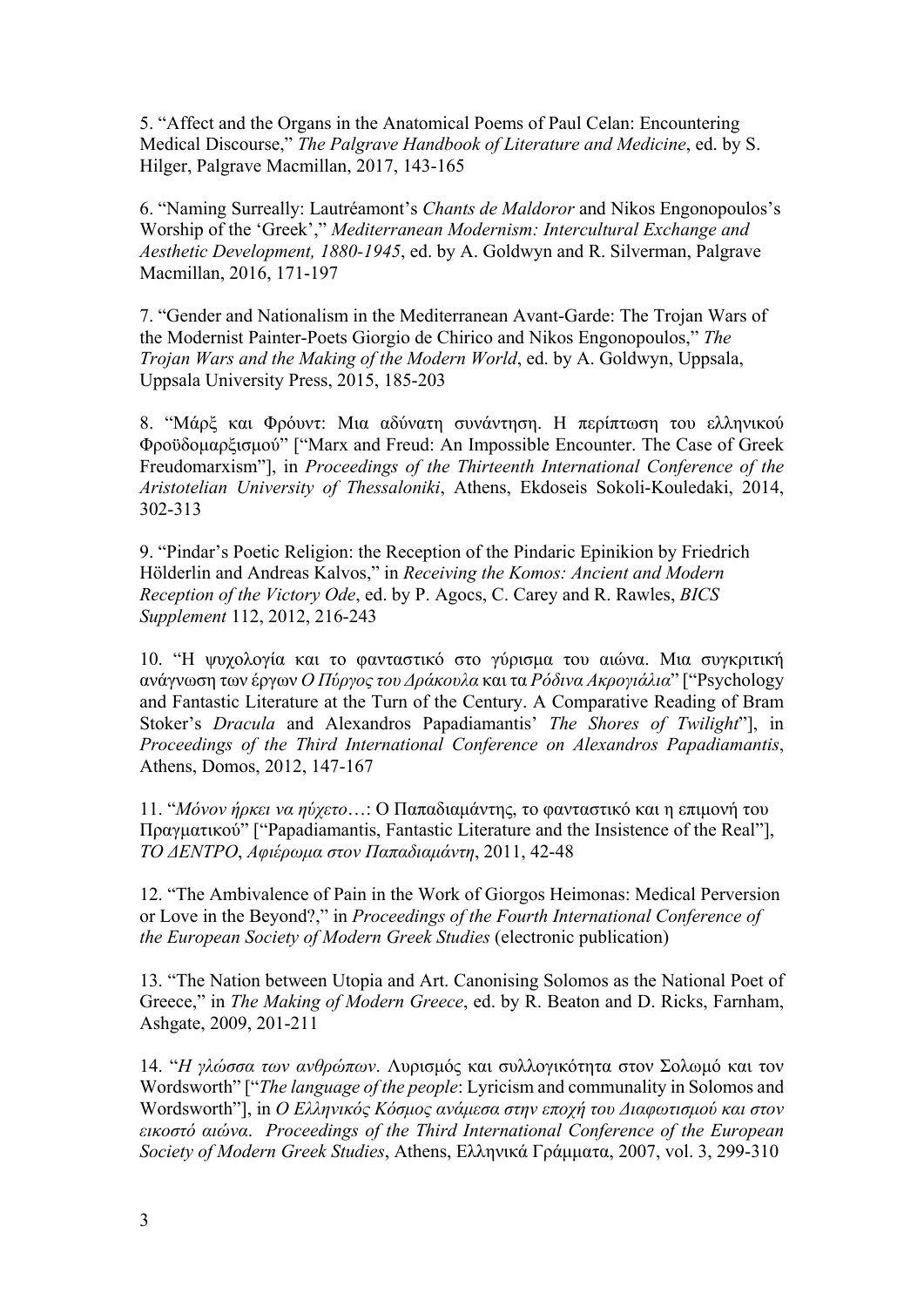5. “Affect and the Organs in the Anatomical Poems of Paul Celan: Encountering Medical Discourse,” *The Palgrave Handbook of Literature and Medicine*, ed. by S. Hilger, Palgrave Macmillan, 2017, 143-165

6. “Naming Surreally: Lautréamont’s *Chants de Maldoror* and Nikos Engonopoulos’s Worship of the ‘Greek’,” *Mediterranean Modernism: Intercultural Exchange and Aesthetic Development, 1880-1945*, ed. by A. Goldwyn and R. Silverman, Palgrave Macmillan, 2016, 171-197

7. “Gender and Nationalism in the Mediterranean Avant-Garde: The Trojan Wars of the Modernist Painter-Poets Giorgio de Chirico and Nikos Engonopoulos,” *The Trojan Wars and the Making of the Modern World*, ed. by A. Goldwyn, Uppsala, Uppsala University Press, 2015, 185-203

8. “Μάρξ και Φρόυντ: Μια αδύνατη συνάντηση. Η περίπτωση του ελληνικού Φροϋδομαρξισμού” [“Marx and Freud: An Impossible Encounter. The Case of Greek Freudomarxism”], in *Proceedings of the Thirteenth International Conference of the Aristotelian University of Thessaloniki*, Athens, Ekdoseis Sokoli-Kouledaki, 2014, 302-313

9. “Pindar’s Poetic Religion: the Reception of the Pindaric Epinikion by Friedrich Hölderlin and Andreas Kalvos,” in *Receiving the Komos: Ancient and Modern Reception of the Victory Ode*, ed. by P. Agocs, C. Carey and R. Rawles, *BICS Supplement* 112, 2012, 216-243

10. “Η ψυχολογία και το φανταστικό στο γύρισμα του αιώνα. Μια συγκριτική ανάγνωση των έργων *Ο Πύργος του Δράκουλα* και τα *Ρόδινα Ακρογιάλια*” [“Psychology and Fantastic Literature at the Turn of the Century. A Comparative Reading of Bram Stoker’s *Dracula* and Alexandros Papadiamantis’ *The Shores of Twilight*”], in *Proceedings of the Third International Conference on Alexandros Papadiamantis*, Athens, Domos, 2012, 147-167

11. “*Μόνον ήρκει να ηύχετο*…: Ο Παπαδιαμάντης, το φανταστικό και η επιμονή του Πραγματικού” [“Papadiamantis, Fantastic Literature and the Insistence of the Real”], *ΤΟ ΔΕΝΤΡΟ*, *Αφιέρωμα στον Παπαδιαμάντη*, 2011, 42-48

12. “The Ambivalence of Pain in the Work of Giorgos Heimonas: Medical Perversion or Love in the Beyond?,” in *Proceedings of the Fourth International Conference of the European Society of Modern Greek Studies* (electronic publication)

13. “The Nation between Utopia and Art. Canonising Solomos as the National Poet of Greece,” in *The Making of Modern Greece*, ed. by R. Beaton and D. Ricks, Farnham, Ashgate, 2009, 201-211

14. “*Η γλώσσα των ανθρώπων*. Λυρισμός και συλλογικότητα στον Σολωμό και τον Wordsworth” [“*The language of the people*: Lyricism and communality in Solomos and Wordsworth”], in *Ο Ελληνικός Κόσμος ανάμεσα στην εποχή του Διαφωτισμού και στον εικοστό αιώνα. Proceedings of the Third International Conference of the European Society of Modern Greek Studies*, Athens, Ελληνικά Γράμματα, 2007, vol. 3, 299-310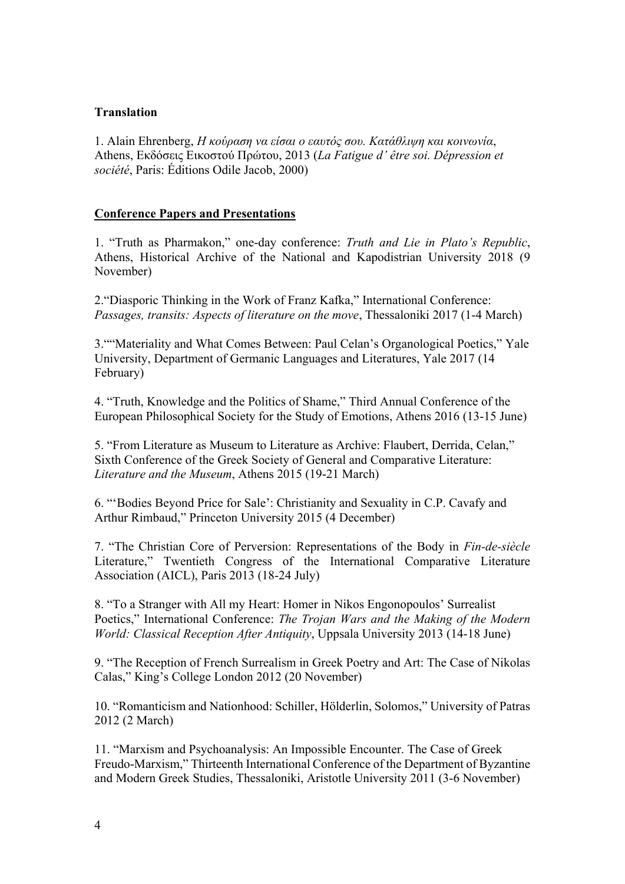**Translation**

1. Alain Ehrenberg, *Η κούραση να είσαι ο εαυτός σου. Κατάθλιψη και κοινωνία*, Athens, Εκδόσεις Εικοστού Πρώτου, 2013 (*La Fatigue d' être soi. Dépression et société*, Paris: Éditions Odile Jacob, 2000)

**Conference Papers and Presentations**

1. "Truth as Pharmakon," one-day conference: *Truth and Lie in Plato's Republic*, Athens, Historical Archive of the National and Kapodistrian University 2018 (9 November)

2."Diasporic Thinking in the Work of Franz Kafka," International Conference: *Passages, transits: Aspects of literature on the move*, Thessaloniki 2017 (1-4 March)

3.""Materiality and What Comes Between: Paul Celan's Organological Poetics," Yale University, Department of Germanic Languages and Literatures, Yale 2017 (14 February)

4. "Truth, Knowledge and the Politics of Shame," Third Annual Conference of the European Philosophical Society for the Study of Emotions, Athens 2016 (13-15 June)

5. "From Literature as Museum to Literature as Archive: Flaubert, Derrida, Celan," Sixth Conference of the Greek Society of General and Comparative Literature: *Literature and the Museum*, Athens 2015 (19-21 March)

6. "'Bodies Beyond Price for Sale': Christianity and Sexuality in C.P. Cavafy and Arthur Rimbaud," Princeton University 2015 (4 December)

7. "The Christian Core of Perversion: Representations of the Body in *Fin-de-siècle* Literature," Twentieth Congress of the International Comparative Literature Association (AICL), Paris 2013 (18-24 July)

8. "To a Stranger with All my Heart: Homer in Nikos Engonopoulos' Surrealist Poetics," International Conference: *The Trojan Wars and the Making of the Modern World: Classical Reception After Antiquity*, Uppsala University 2013 (14-18 June)

9. "The Reception of French Surrealism in Greek Poetry and Art: The Case of Nikolas Calas," King's College London 2012 (20 November)

10. "Romanticism and Nationhood: Schiller, Hölderlin, Solomos," University of Patras 2012 (2 March)

11. "Marxism and Psychoanalysis: An Impossible Encounter. The Case of Greek Freudo-Marxism," Thirteenth International Conference of the Department of Byzantine and Modern Greek Studies, Thessaloniki, Aristotle University 2011 (3-6 November)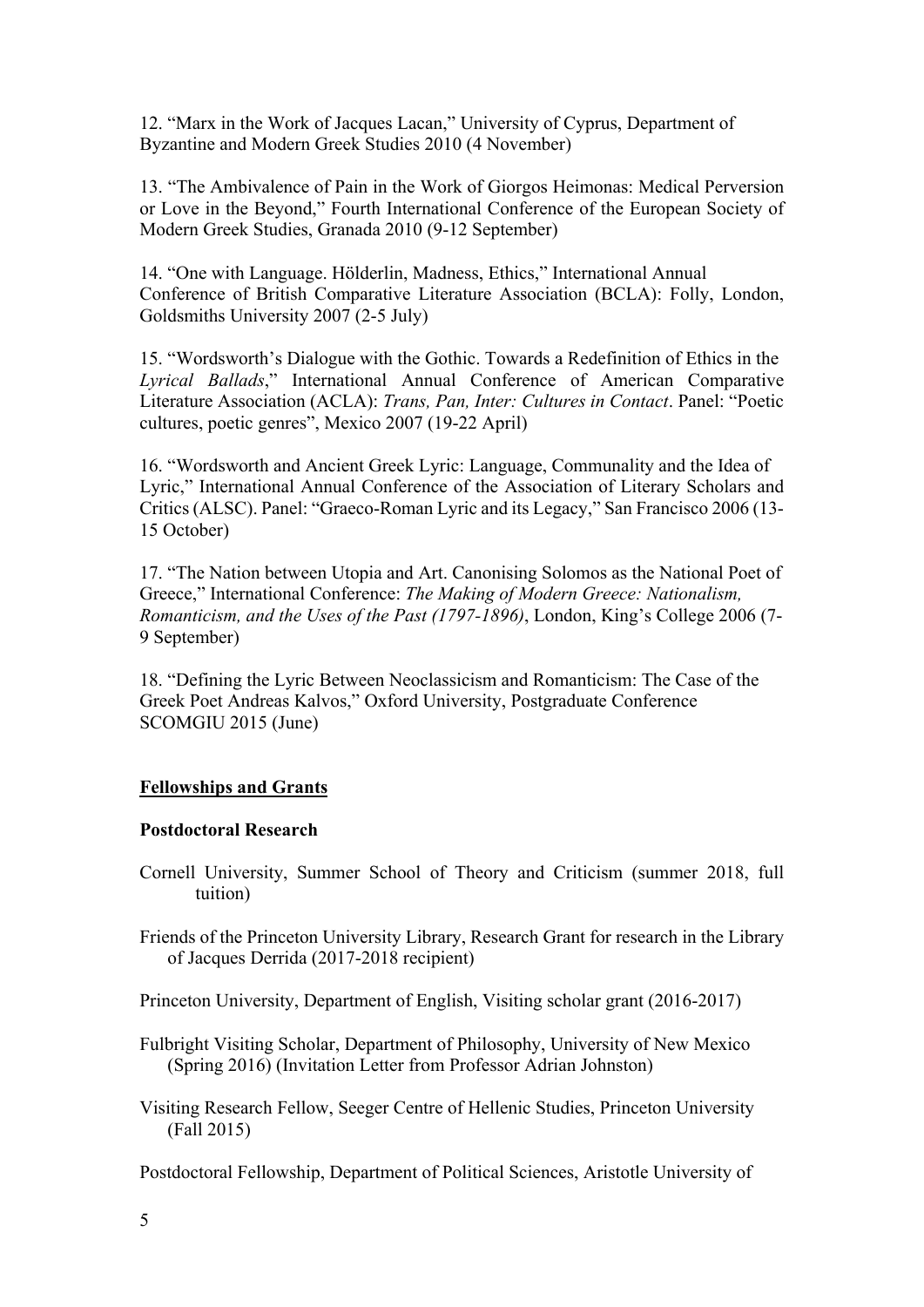12. “Marx in the Work of Jacques Lacan,” University of Cyprus, Department of Byzantine and Modern Greek Studies 2010 (4 November)

13. “The Ambivalence of Pain in the Work of Giorgos Heimonas: Medical Perversion or Love in the Beyond,” Fourth International Conference of the European Society of Modern Greek Studies, Granada 2010 (9-12 September)

14. “One with Language. Hölderlin, Madness, Ethics,” International Annual Conference of British Comparative Literature Association (BCLA): Folly, London, Goldsmiths University 2007 (2-5 July)

15. “Wordsworth’s Dialogue with the Gothic. Towards a Redefinition of Ethics in the *Lyrical Ballads*,” International Annual Conference of American Comparative Literature Association (ACLA): *Trans, Pan, Inter: Cultures in Contact*. Panel: “Poetic cultures, poetic genres”, Mexico 2007 (19-22 April)

16. “Wordsworth and Ancient Greek Lyric: Language, Communality and the Idea of Lyric,” International Annual Conference of the Association of Literary Scholars and Critics (ALSC). Panel: “Graeco-Roman Lyric and its Legacy,” San Francisco 2006 (13-15 October)

17. “The Nation between Utopia and Art. Canonising Solomos as the National Poet of Greece,” International Conference: *The Making of Modern Greece: Nationalism, Romanticism, and the Uses of the Past (1797-1896)*, London, King’s College 2006 (7-9 September)

18. “Defining the Lyric Between Neoclassicism and Romanticism: The Case of the Greek Poet Andreas Kalvos,” Oxford University, Postgraduate Conference SCOMGIU 2015 (June)

## Fellowships and Grants

### Postdoctoral Research

Cornell University, Summer School of Theory and Criticism (summer 2018, full tuition)

Friends of the Princeton University Library, Research Grant for research in the Library of Jacques Derrida (2017-2018 recipient)

Princeton University, Department of English, Visiting scholar grant (2016-2017)

Fulbright Visiting Scholar, Department of Philosophy, University of New Mexico (Spring 2016) (Invitation Letter from Professor Adrian Johnston)

Visiting Research Fellow, Seeger Centre of Hellenic Studies, Princeton University (Fall 2015)

Postdoctoral Fellowship, Department of Political Sciences, Aristotle University of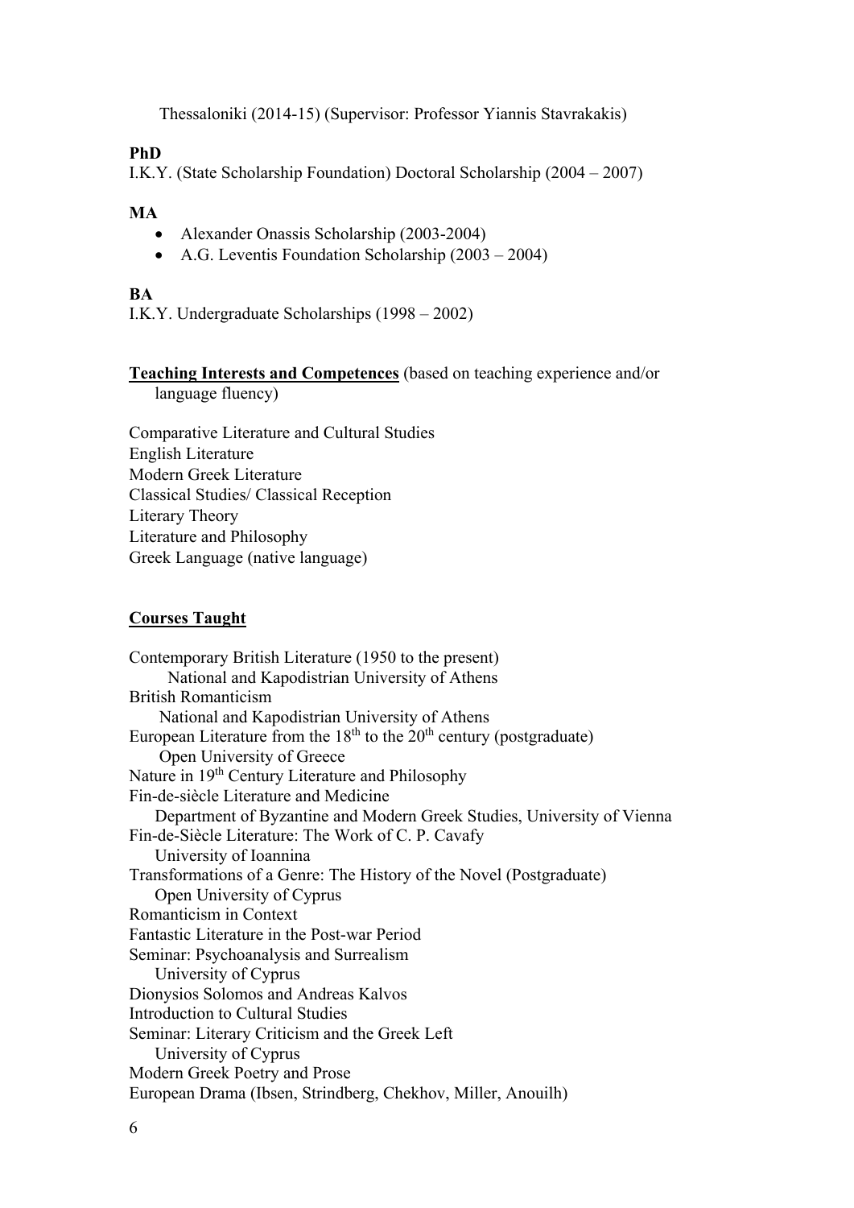Thessaloniki (2014-15) (Supervisor: Professor Yiannis Stavrakakis)

**PhD**

I.K.Y. (State Scholarship Foundation) Doctoral Scholarship (2004 – 2007)

**MA**

- Alexander Onassis Scholarship (2003-2004)
- A.G. Leventis Foundation Scholarship (2003 – 2004)

**BA**

I.K.Y. Undergraduate Scholarships (1998 – 2002)

## Teaching Interests and Competences (based on teaching experience and/or language fluency)

Comparative Literature and Cultural Studies
English Literature
Modern Greek Literature
Classical Studies/ Classical Reception
Literary Theory
Literature and Philosophy
Greek Language (native language)

## Courses Taught

Contemporary British Literature (1950 to the present)
National and Kapodistrian University of Athens
British Romanticism
National and Kapodistrian University of Athens
European Literature from the 18th to the 20th century (postgraduate)
Open University of Greece
Nature in 19th Century Literature and Philosophy
Fin-de-siècle Literature and Medicine
Department of Byzantine and Modern Greek Studies, University of Vienna
Fin-de-Siècle Literature: The Work of C. P. Cavafy
University of Ioannina
Transformations of a Genre: The History of the Novel (Postgraduate)
Open University of Cyprus
Romanticism in Context
Fantastic Literature in the Post-war Period
Seminar: Psychoanalysis and Surrealism
University of Cyprus
Dionysios Solomos and Andreas Kalvos
Introduction to Cultural Studies
Seminar: Literary Criticism and the Greek Left
University of Cyprus
Modern Greek Poetry and Prose
European Drama (Ibsen, Strindberg, Chekhov, Miller, Anouilh)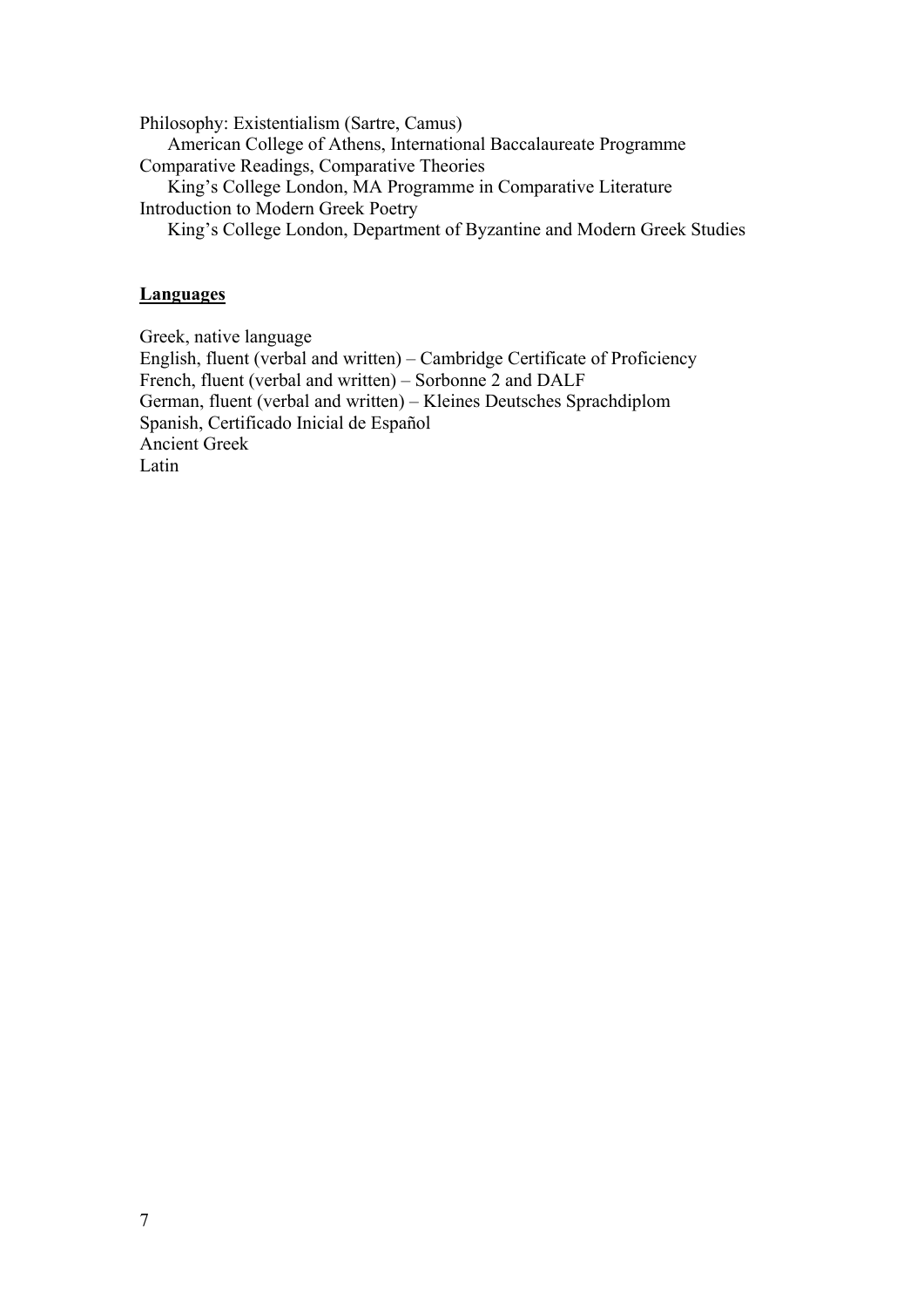Philosophy: Existentialism (Sartre, Camus)
  American College of Athens, International Baccalaureate Programme
Comparative Readings, Comparative Theories
  King's College London, MA Programme in Comparative Literature
Introduction to Modern Greek Poetry
  King's College London, Department of Byzantine and Modern Greek Studies

## Languages

Greek, native language
English, fluent (verbal and written) – Cambridge Certificate of Proficiency
French, fluent (verbal and written) – Sorbonne 2 and DALF
German, fluent (verbal and written) – Kleines Deutsches Sprachdiplom
Spanish, Certificado Inicial de Español
Ancient Greek
Latin